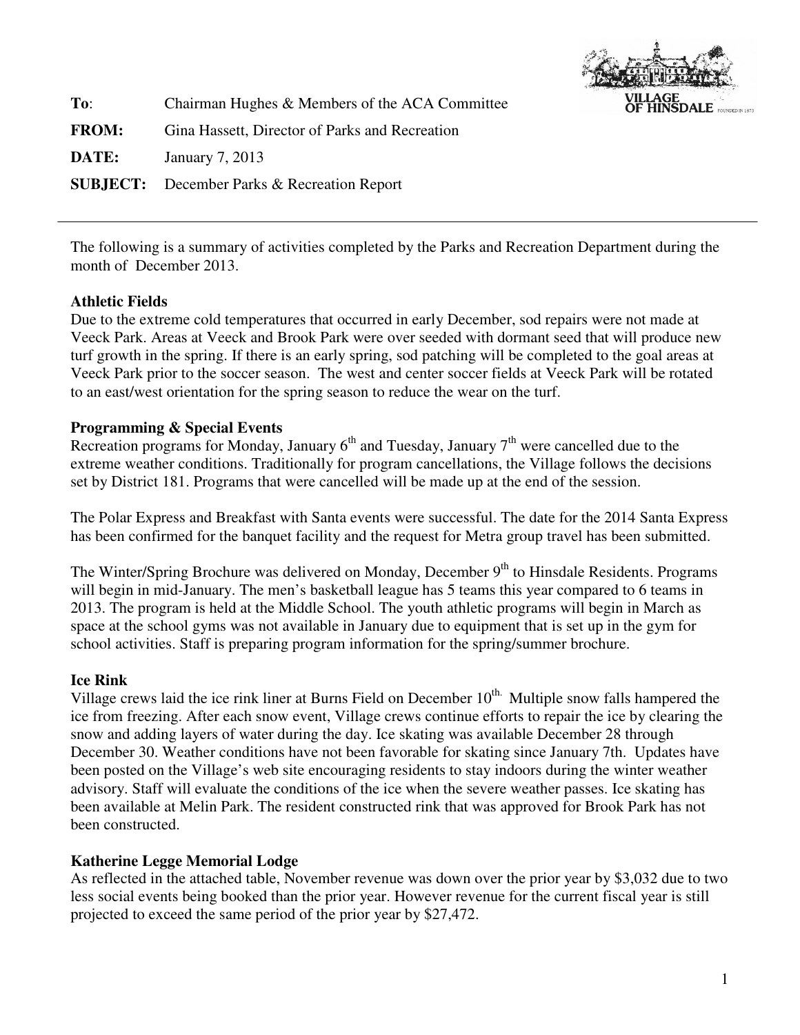**To**: Chairman Hughes & Members of the ACA Committee

**FROM:** Gina Hassett, Director of Parks and Recreation

**DATE:** January 7, 2013

**SUBJECT:** December Parks & Recreation Report

---

The following is a summary of activities completed by the Parks and Recreation Department during the month of December 2013.

**Athletic Fields**

Due to the extreme cold temperatures that occurred in early December, sod repairs were not made at Veeck Park. Areas at Veeck and Brook Park were over seeded with dormant seed that will produce new turf growth in the spring. If there is an early spring, sod patching will be completed to the goal areas at Veeck Park prior to the soccer season. The west and center soccer fields at Veeck Park will be rotated to an east/west orientation for the spring season to reduce the wear on the turf.

**Programming & Special Events**

Recreation programs for Monday, January 6th and Tuesday, January 7th were cancelled due to the extreme weather conditions. Traditionally for program cancellations, the Village follows the decisions set by District 181. Programs that were cancelled will be made up at the end of the session.

The Polar Express and Breakfast with Santa events were successful. The date for the 2014 Santa Express has been confirmed for the banquet facility and the request for Metra group travel has been submitted.

The Winter/Spring Brochure was delivered on Monday, December 9th to Hinsdale Residents. Programs will begin in mid-January. The men's basketball league has 5 teams this year compared to 6 teams in 2013. The program is held at the Middle School. The youth athletic programs will begin in March as space at the school gyms was not available in January due to equipment that is set up in the gym for school activities. Staff is preparing program information for the spring/summer brochure.

**Ice Rink**

Village crews laid the ice rink liner at Burns Field on December 10th. Multiple snow falls hampered the ice from freezing. After each snow event, Village crews continue efforts to repair the ice by clearing the snow and adding layers of water during the day. Ice skating was available December 28 through December 30. Weather conditions have not been favorable for skating since January 7th. Updates have been posted on the Village's web site encouraging residents to stay indoors during the winter weather advisory. Staff will evaluate the conditions of the ice when the severe weather passes. Ice skating has been available at Melin Park. The resident constructed rink that was approved for Brook Park has not been constructed.

**Katherine Legge Memorial Lodge**

As reflected in the attached table, November revenue was down over the prior year by $3,032 due to two less social events being booked than the prior year. However revenue for the current fiscal year is still projected to exceed the same period of the prior year by $27,472.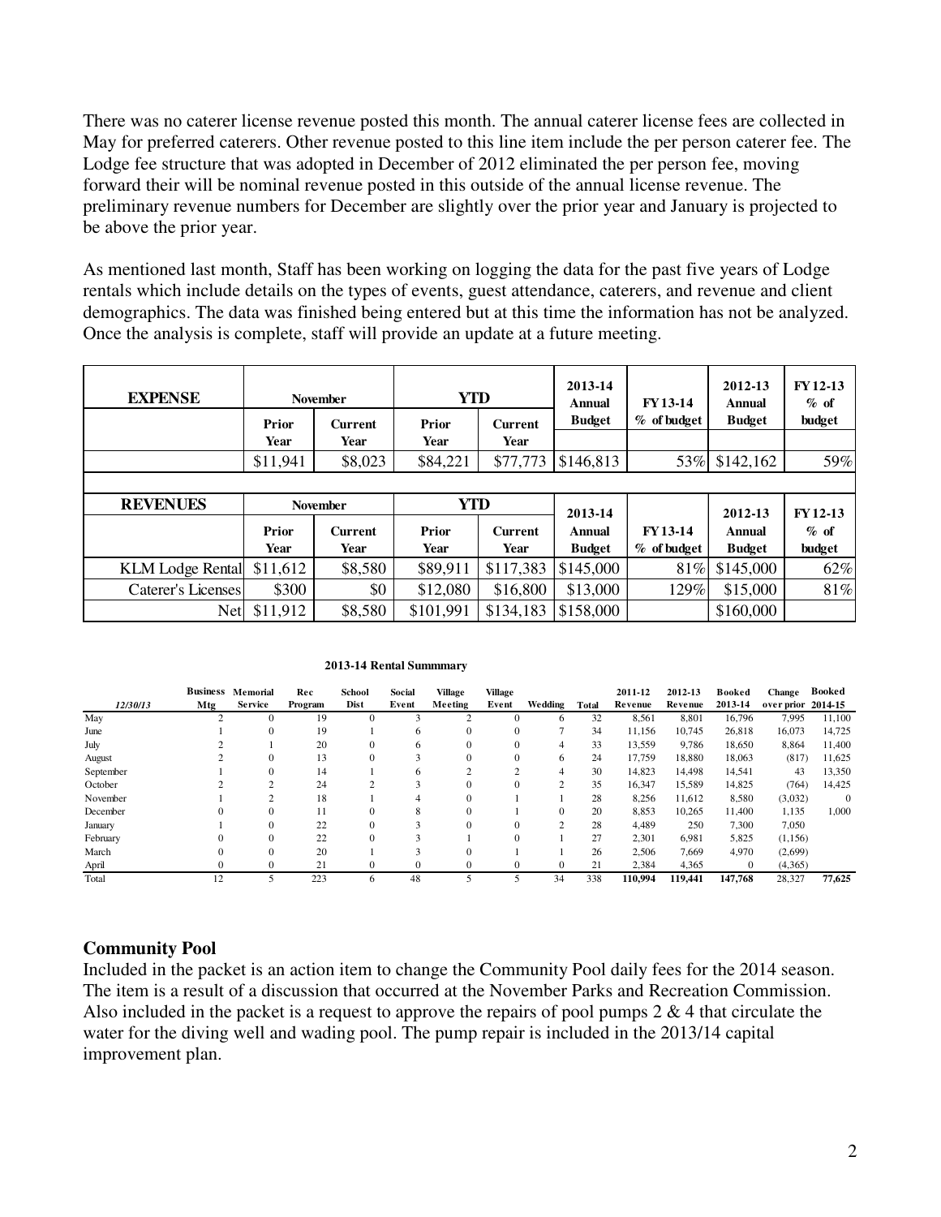There was no caterer license revenue posted this month. The annual caterer license fees are collected in May for preferred caterers. Other revenue posted to this line item include the per person caterer fee. The Lodge fee structure that was adopted in December of 2012 eliminated the per person fee, moving forward their will be nominal revenue posted in this outside of the annual license revenue. The preliminary revenue numbers for December are slightly over the prior year and January is projected to be above the prior year.

As mentioned last month, Staff has been working on logging the data for the past five years of Lodge rentals which include details on the types of events, guest attendance, caterers, and revenue and client demographics. The data was finished being entered but at this time the information has not be analyzed. Once the analysis is complete, staff will provide an update at a future meeting.

| **EXPENSE** | November | | YTD | | 2013-14 Annual Budget | FY 13-14 % of budget | 2012-13 Annual Budget | FY 12-13 % of budget |
|---|---|---|---|---|---|---|---|---|
| | Prior Year | Current Year | Prior Year | Current Year | | | | |
| | $11,941 | $8,023 | $84,221 | $77,773 | $146,813 | 53% | $142,162 | 59% |

| **REVENUES** | November | | YTD | | 2013-14 Annual Budget | FY 13-14 % of budget | 2012-13 Annual Budget | FY 12-13 % of budget |
|---|---|---|---|---|---|---|---|---|
| | Prior Year | Current Year | Prior Year | Current Year | | | | |
| KLM Lodge Rental | $11,612 | $8,580 | $89,911 | $117,383 | $145,000 | 81% | $145,000 | 62% |
| Caterer's Licenses | $300 | $0 | $12,080 | $16,800 | $13,000 | 129% | $15,000 | 81% |
| Net | $11,912 | $8,580 | $101,991 | $134,183 | $158,000 | | $160,000 | |

**2013-14 Rental Summmary**

| *12/30/13* | Business Mtg | Memorial Service | Rec Program | School Dist | Social Event | Village Meeting | Village Event | Wedding | Total | 2011-12 Revenue | 2012-13 Revenue | Booked 2013-14 | Change over prior | Booked 2014-15 |
|---|---|---|---|---|---|---|---|---|---|---|---|---|---|---|
| May | 2 | 0 | 19 | 0 | 3 | 2 | 0 | 6 | 32 | 8,561 | 8,801 | 16,796 | 7,995 | 11,100 |
| June | 1 | 0 | 19 | 1 | 6 | 0 | 0 | 7 | 34 | 11,156 | 10,745 | 26,818 | 16,073 | 14,725 |
| July | 2 | 1 | 20 | 0 | 6 | 0 | 0 | 4 | 33 | 13,559 | 9,786 | 18,650 | 8,864 | 11,400 |
| August | 2 | 0 | 13 | 0 | 3 | 0 | 0 | 6 | 24 | 17,759 | 18,880 | 18,063 | (817) | 11,625 |
| September | 1 | 0 | 14 | 1 | 6 | 2 | 2 | 4 | 30 | 14,823 | 14,498 | 14,541 | 43 | 13,350 |
| October | 2 | 2 | 24 | 2 | 3 | 0 | 0 | 2 | 35 | 16,347 | 15,589 | 14,825 | (764) | 14,425 |
| November | 1 | 2 | 18 | 1 | 4 | 0 | 1 | 1 | 28 | 8,256 | 11,612 | 8,580 | (3,032) | 0 |
| December | 0 | 0 | 11 | 0 | 8 | 0 | 1 | 0 | 20 | 8,853 | 10,265 | 11,400 | 1,135 | 1,000 |
| January | 1 | 0 | 22 | 0 | 3 | 0 | 0 | 2 | 28 | 4,489 | 250 | 7,300 | 7,050 | |
| February | 0 | 0 | 22 | 0 | 3 | 1 | 0 | 1 | 27 | 2,301 | 6,981 | 5,825 | (1,156) | |
| March | 0 | 0 | 20 | 1 | 3 | 0 | 1 | 1 | 26 | 2,506 | 7,669 | 4,970 | (2,699) | |
| April | 0 | 0 | 21 | 0 | 0 | 0 | 0 | 0 | 21 | 2,384 | 4,365 | 0 | (4,365) | |
| Total | 12 | 5 | 223 | 6 | 48 | 5 | 5 | 34 | 338 | **110,994** | **119,441** | **147,768** | 28,327 | **77,625** |

## Community Pool

Included in the packet is an action item to change the Community Pool daily fees for the 2014 season. The item is a result of a discussion that occurred at the November Parks and Recreation Commission. Also included in the packet is a request to approve the repairs of pool pumps 2 & 4 that circulate the water for the diving well and wading pool. The pump repair is included in the 2013/14 capital improvement plan.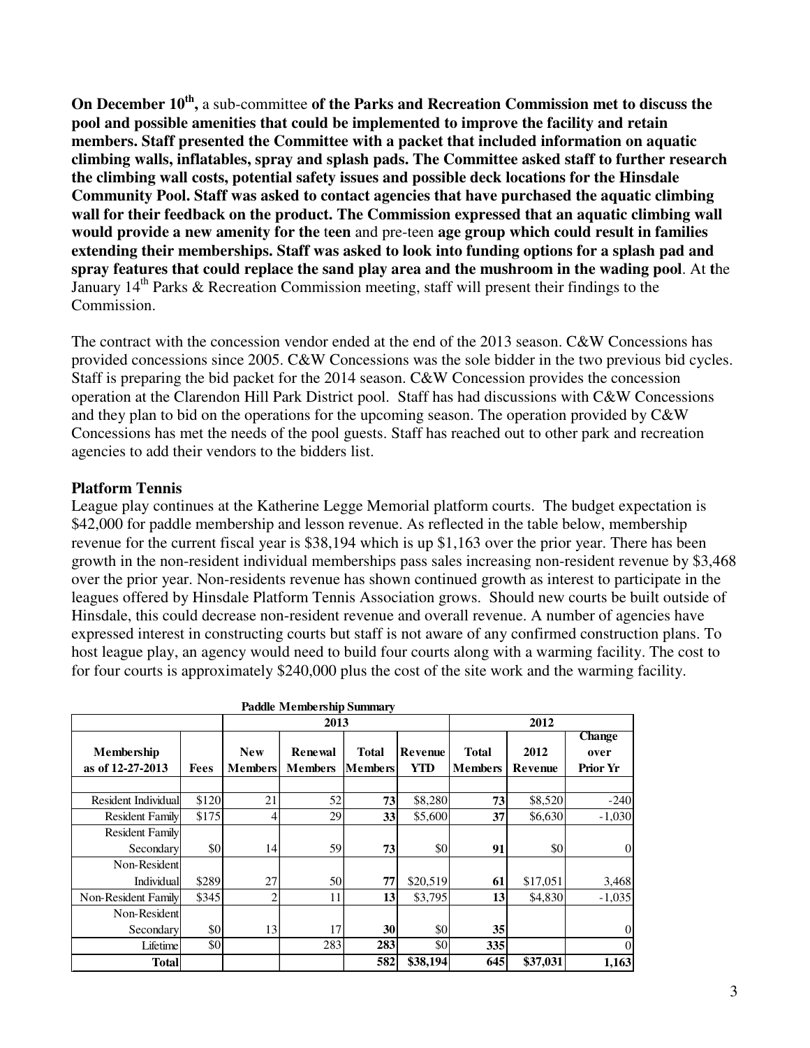**On December 10th, a sub-committee of the Parks and Recreation Commission met to discuss the pool and possible amenities that could be implemented to improve the facility and retain members. Staff presented the Committee with a packet that included information on aquatic climbing walls, inflatables, spray and splash pads. The Committee asked staff to further research the climbing wall costs, potential safety issues and possible deck locations for the Hinsdale Community Pool. Staff was asked to contact agencies that have purchased the aquatic climbing wall for their feedback on the product. The Commission expressed that an aquatic climbing wall would provide a new amenity for the teen and pre-teen age group which could result in families extending their memberships. Staff was asked to look into funding options for a splash pad and spray features that could replace the sand play area and the mushroom in the wading pool**. At the January 14th Parks & Recreation Commission meeting, staff will present their findings to the Commission.

The contract with the concession vendor ended at the end of the 2013 season. C&W Concessions has provided concessions since 2005. C&W Concessions was the sole bidder in the two previous bid cycles. Staff is preparing the bid packet for the 2014 season. C&W Concession provides the concession operation at the Clarendon Hill Park District pool. Staff has had discussions with C&W Concessions and they plan to bid on the operations for the upcoming season. The operation provided by C&W Concessions has met the needs of the pool guests. Staff has reached out to other park and recreation agencies to add their vendors to the bidders list.

### Platform Tennis

League play continues at the Katherine Legge Memorial platform courts. The budget expectation is $42,000 for paddle membership and lesson revenue. As reflected in the table below, membership revenue for the current fiscal year is $38,194 which is up $1,163 over the prior year. There has been growth in the non-resident individual memberships pass sales increasing non-resident revenue by $3,468 over the prior year. Non-residents revenue has shown continued growth as interest to participate in the leagues offered by Hinsdale Platform Tennis Association grows. Should new courts be built outside of Hinsdale, this could decrease non-resident revenue and overall revenue. A number of agencies have expressed interest in constructing courts but staff is not aware of any confirmed construction plans. To host league play, an agency would need to build four courts along with a warming facility. The cost to for four courts is approximately $240,000 plus the cost of the site work and the warming facility.

**Paddle Membership Summary**

| | | 2013 | | | | 2012 | | |
|---|---|---|---|---|---|---|---|---|
| Membership as of 12-27-2013 | Fees | New Members | Renewal Members | Total Members | Revenue YTD | Total Members | 2012 Revenue | Change over Prior Yr |
| Resident Individual | $120 | 21 | 52 | **73** | $8,280 | **73** | $8,520 | -240 |
| Resident Family | $175 | 4 | 29 | **33** | $5,600 | **37** | $6,630 | -1,030 |
| Resident Family Secondary | $0 | 14 | 59 | **73** | $0 | **91** | $0 | 0 |
| Non-Resident Individual | $289 | 27 | 50 | **77** | $20,519 | **61** | $17,051 | 3,468 |
| Non-Resident Family | $345 | 2 | 11 | **13** | $3,795 | **13** | $4,830 | -1,035 |
| Non-Resident Secondary | $0 | 13 | 17 | **30** | $0 | **35** | | 0 |
| Lifetime | $0 | | 283 | **283** | $0 | **335** | | 0 |
| **Total** | | | | **582** | **$38,194** | **645** | **$37,031** | **1,163** |